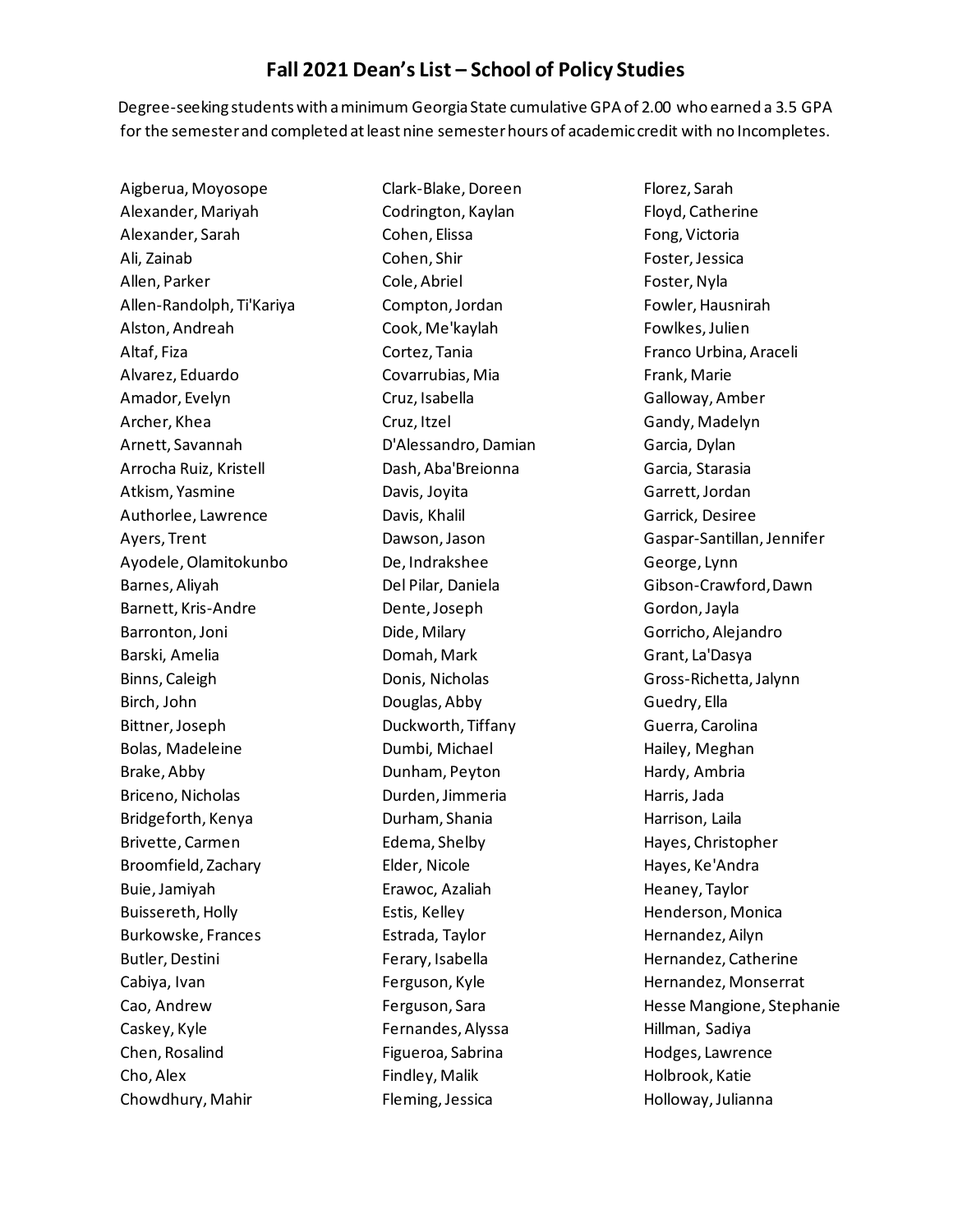# Fall 2021 Dean's List – School of Policy Studies

Degree-seeking students with a minimum Georgia State cumulative GPA of 2.00 who earned a 3.5 GPA for the semester and completed at least nine semester hours of academic credit with no Incompletes.

Aigberua, Moyosope
Alexander, Mariyah
Alexander, Sarah
Ali, Zainab
Allen, Parker
Allen-Randolph, Ti'Kariya
Alston, Andreah
Altaf, Fiza
Alvarez, Eduardo
Amador, Evelyn
Archer, Khea
Arnett, Savannah
Arrocha Ruiz, Kristell
Atkism, Yasmine
Authorlee, Lawrence
Ayers, Trent
Ayodele, Olamitokunbo
Barnes, Aliyah
Barnett, Kris-Andre
Barronton, Joni
Barski, Amelia
Binns, Caleigh
Birch, John
Bittner, Joseph
Bolas, Madeleine
Brake, Abby
Briceno, Nicholas
Bridgeforth, Kenya
Brivette, Carmen
Broomfield, Zachary
Buie, Jamiyah
Buissereth, Holly
Burkowske, Frances
Butler, Destini
Cabiya, Ivan
Cao, Andrew
Caskey, Kyle
Chen, Rosalind
Cho, Alex
Chowdhury, Mahir
Clark-Blake, Doreen
Codrington, Kaylan
Cohen, Elissa
Cohen, Shir
Cole, Abriel
Compton, Jordan
Cook, Me'kaylah
Cortez, Tania
Covarrubias, Mia
Cruz, Isabella
Cruz, Itzel
D'Alessandro, Damian
Dash, Aba'Breionna
Davis, Joyita
Davis, Khalil
Dawson, Jason
De, Indrakshee
Del Pilar, Daniela
Dente, Joseph
Dide, Milary
Domah, Mark
Donis, Nicholas
Douglas, Abby
Duckworth, Tiffany
Dumbi, Michael
Dunham, Peyton
Durden, Jimmeria
Durham, Shania
Edema, Shelby
Elder, Nicole
Erawoc, Azaliah
Estis, Kelley
Estrada, Taylor
Ferary, Isabella
Ferguson, Kyle
Ferguson, Sara
Fernandes, Alyssa
Figueroa, Sabrina
Findley, Malik
Fleming, Jessica
Florez, Sarah
Floyd, Catherine
Fong, Victoria
Foster, Jessica
Foster, Nyla
Fowler, Hausnirah
Fowlkes, Julien
Franco Urbina, Araceli
Frank, Marie
Galloway, Amber
Gandy, Madelyn
Garcia, Dylan
Garcia, Starasia
Garrett, Jordan
Garrick, Desiree
Gaspar-Santillan, Jennifer
George, Lynn
Gibson-Crawford, Dawn
Gordon, Jayla
Gorricho, Alejandro
Grant, La'Dasya
Gross-Richetta, Jalynn
Guedry, Ella
Guerra, Carolina
Hailey, Meghan
Hardy, Ambria
Harris, Jada
Harrison, Laila
Hayes, Christopher
Hayes, Ke'Andra
Heaney, Taylor
Henderson, Monica
Hernandez, Ailyn
Hernandez, Catherine
Hernandez, Monserrat
Hesse Mangione, Stephanie
Hillman, Sadiya
Hodges, Lawrence
Holbrook, Katie
Holloway, Julianna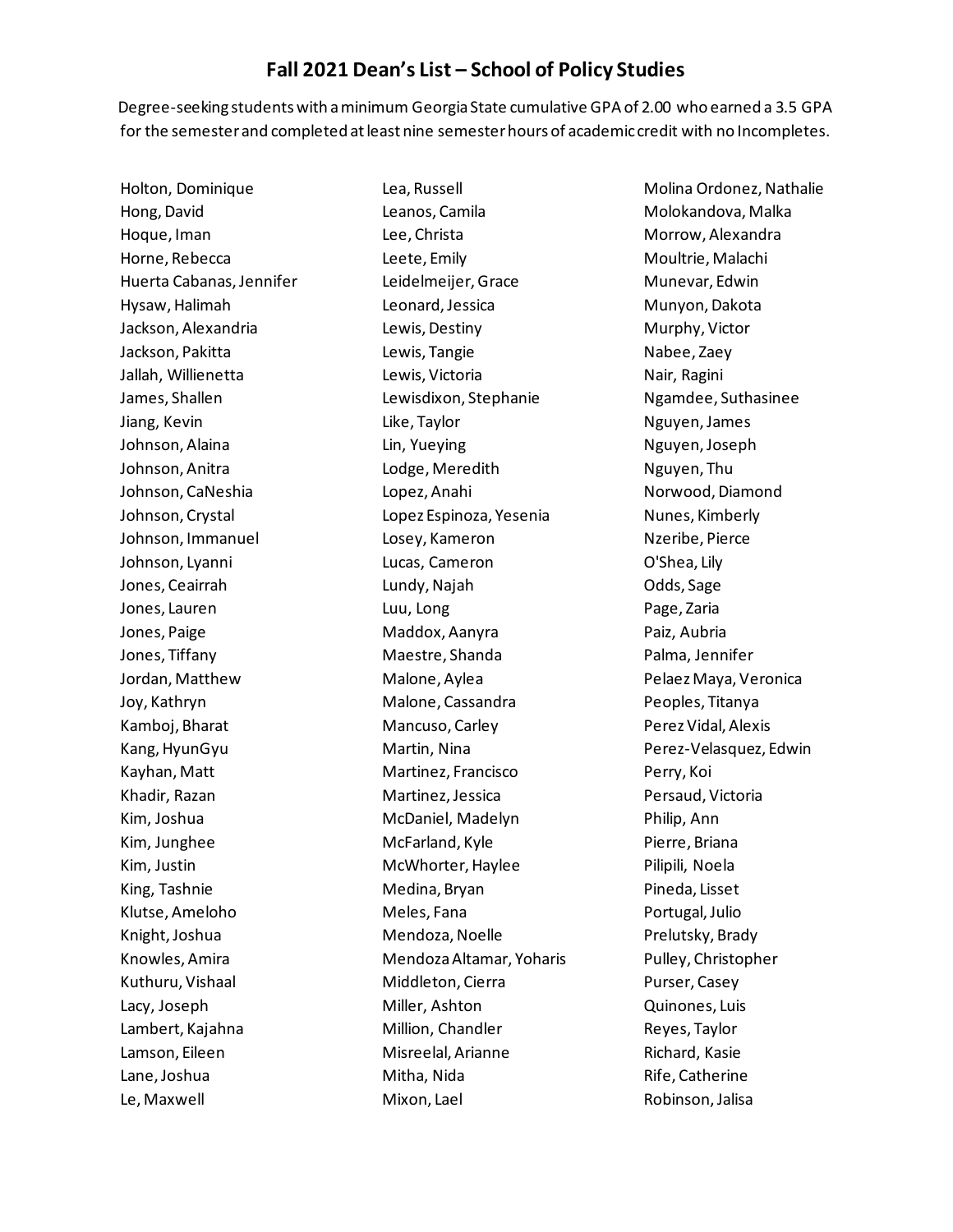# Fall 2021 Dean's List – School of Policy Studies

Degree-seeking students with a minimum Georgia State cumulative GPA of 2.00 who earned a 3.5 GPA for the semester and completed at least nine semester hours of academic credit with no Incompletes.

Holton, Dominique
Hong, David
Hoque, Iman
Horne, Rebecca
Huerta Cabanas, Jennifer
Hysaw, Halimah
Jackson, Alexandria
Jackson, Pakitta
Jallah, Willienetta
James, Shallen
Jiang, Kevin
Johnson, Alaina
Johnson, Anitra
Johnson, CaNeshia
Johnson, Crystal
Johnson, Immanuel
Johnson, Lyanni
Jones, Ceairrah
Jones, Lauren
Jones, Paige
Jones, Tiffany
Jordan, Matthew
Joy, Kathryn
Kamboj, Bharat
Kang, HyunGyu
Kayhan, Matt
Khadir, Razan
Kim, Joshua
Kim, Junghee
Kim, Justin
King, Tashnie
Klutse, Ameloho
Knight, Joshua
Knowles, Amira
Kuthuru, Vishaal
Lacy, Joseph
Lambert, Kajahna
Lamson, Eileen
Lane, Joshua
Le, Maxwell
Lea, Russell
Leanos, Camila
Lee, Christa
Leete, Emily
Leidelmeijer, Grace
Leonard, Jessica
Lewis, Destiny
Lewis, Tangie
Lewis, Victoria
Lewisdixon, Stephanie
Like, Taylor
Lin, Yueying
Lodge, Meredith
Lopez, Anahi
Lopez Espinoza, Yesenia
Losey, Kameron
Lucas, Cameron
Lundy, Najah
Luu, Long
Maddox, Aanyra
Maestre, Shanda
Malone, Aylea
Malone, Cassandra
Mancuso, Carley
Martin, Nina
Martinez, Francisco
Martinez, Jessica
McDaniel, Madelyn
McFarland, Kyle
McWhorter, Haylee
Medina, Bryan
Meles, Fana
Mendoza, Noelle
Mendoza Altamar, Yoharis
Middleton, Cierra
Miller, Ashton
Million, Chandler
Misreelal, Arianne
Mitha, Nida
Mixon, Lael
Molina Ordonez, Nathalie
Molokandova, Malka
Morrow, Alexandra
Moultrie, Malachi
Munevar, Edwin
Munyon, Dakota
Murphy, Victor
Nabee, Zaey
Nair, Ragini
Ngamdee, Suthasinee
Nguyen, James
Nguyen, Joseph
Nguyen, Thu
Norwood, Diamond
Nunes, Kimberly
Nzeribe, Pierce
O'Shea, Lily
Odds, Sage
Page, Zaria
Paiz, Aubria
Palma, Jennifer
Pelaez Maya, Veronica
Peoples, Titanya
Perez Vidal, Alexis
Perez-Velasquez, Edwin
Perry, Koi
Persaud, Victoria
Philip, Ann
Pierre, Briana
Pilipili, Noela
Pineda, Lisset
Portugal, Julio
Prelutsky, Brady
Pulley, Christopher
Purser, Casey
Quinones, Luis
Reyes, Taylor
Richard, Kasie
Rife, Catherine
Robinson, Jalisa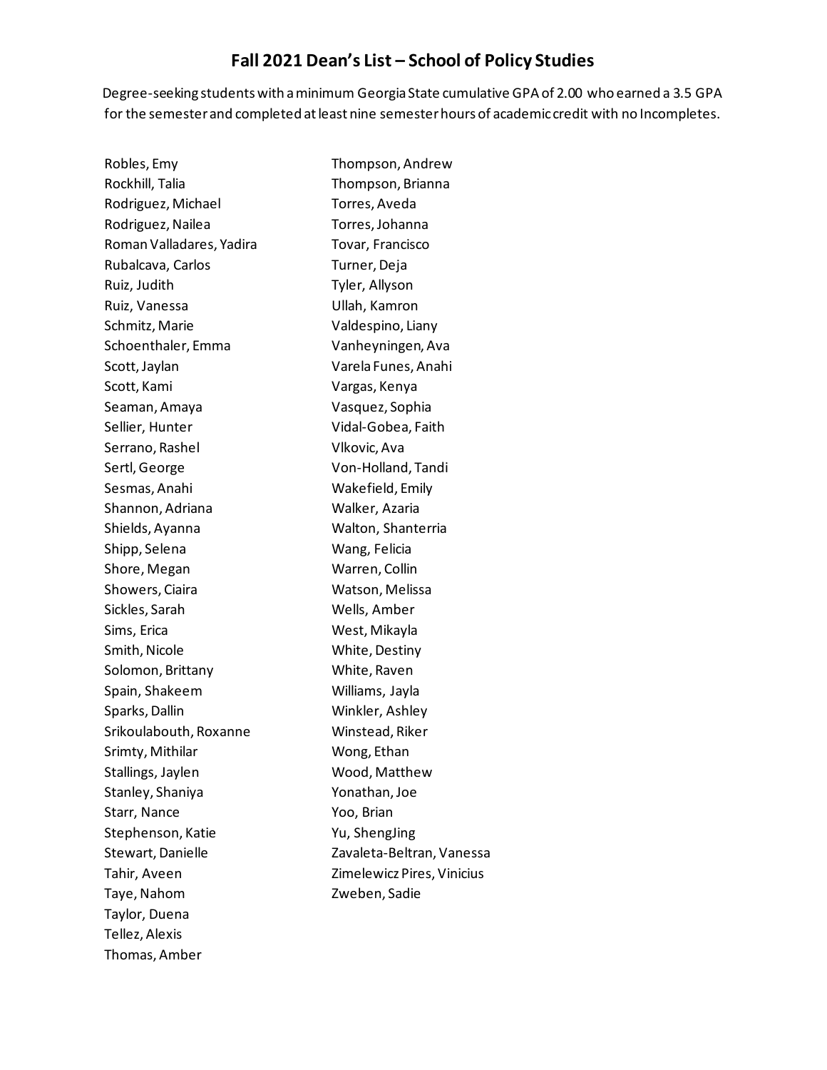# Fall 2021 Dean's List – School of Policy Studies

Degree-seeking students with a minimum Georgia State cumulative GPA of 2.00 who earned a 3.5 GPA for the semester and completed at least nine semester hours of academic credit with no Incompletes.

Robles, Emy
Rockhill, Talia
Rodriguez, Michael
Rodriguez, Nailea
Roman Valladares, Yadira
Rubalcava, Carlos
Ruiz, Judith
Ruiz, Vanessa
Schmitz, Marie
Schoenthaler, Emma
Scott, Jaylan
Scott, Kami
Seaman, Amaya
Sellier, Hunter
Serrano, Rashel
Sertl, George
Sesmas, Anahi
Shannon, Adriana
Shields, Ayanna
Shipp, Selena
Shore, Megan
Showers, Ciaira
Sickles, Sarah
Sims, Erica
Smith, Nicole
Solomon, Brittany
Spain, Shakeem
Sparks, Dallin
Srikoulabouth, Roxanne
Srimty, Mithilar
Stallings, Jaylen
Stanley, Shaniya
Starr, Nance
Stephenson, Katie
Stewart, Danielle
Tahir, Aveen
Taye, Nahom
Taylor, Duena
Tellez, Alexis
Thomas, Amber
Thompson, Andrew
Thompson, Brianna
Torres, Aveda
Torres, Johanna
Tovar, Francisco
Turner, Deja
Tyler, Allyson
Ullah, Kamron
Valdespino, Liany
Vanheyningen, Ava
Varela Funes, Anahi
Vargas, Kenya
Vasquez, Sophia
Vidal-Gobea, Faith
Vlkovic, Ava
Von-Holland, Tandi
Wakefield, Emily
Walker, Azaria
Walton, Shanterria
Wang, Felicia
Warren, Collin
Watson, Melissa
Wells, Amber
West, Mikayla
White, Destiny
White, Raven
Williams, Jayla
Winkler, Ashley
Winstead, Riker
Wong, Ethan
Wood, Matthew
Yonathan, Joe
Yoo, Brian
Yu, ShengJing
Zavaleta-Beltran, Vanessa
Zimelewicz Pires, Vinicius
Zweben, Sadie